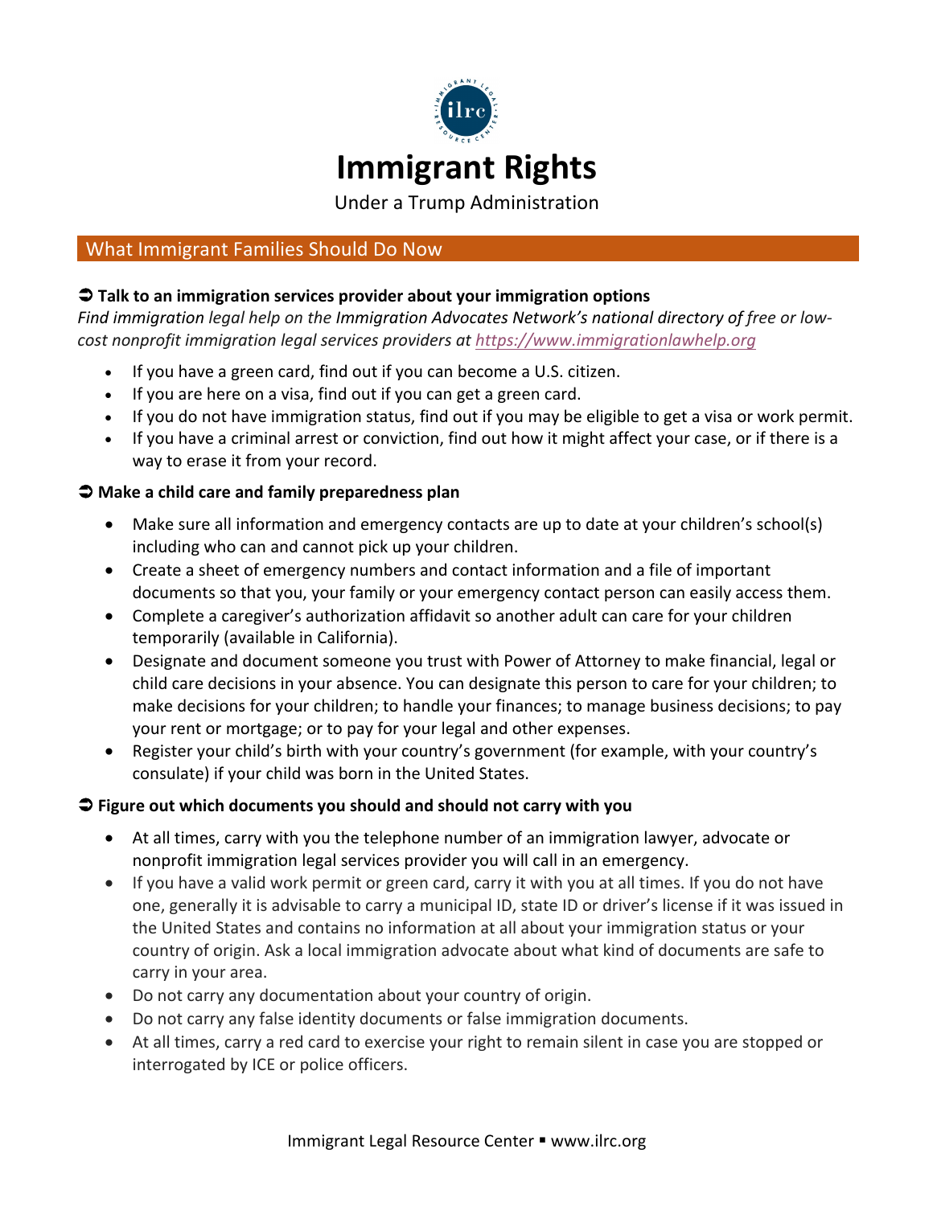# Immigrant Rights

Under a Trump Administration

## What Immigrant Families Should Do Now

### ➲ Talk to an immigration services provider about your immigration options

*Find immigration legal help on the Immigration Advocates Network's national directory of free or low-cost nonprofit immigration legal services providers at [https://www.immigrationlawhelp.org](https://www.immigrationlawhelp.org)*

- If you have a green card, find out if you can become a U.S. citizen.
- If you are here on a visa, find out if you can get a green card.
- If you do not have immigration status, find out if you may be eligible to get a visa or work permit.
- If you have a criminal arrest or conviction, find out how it might affect your case, or if there is a way to erase it from your record.

### ➲ Make a child care and family preparedness plan

- Make sure all information and emergency contacts are up to date at your children's school(s) including who can and cannot pick up your children.
- Create a sheet of emergency numbers and contact information and a file of important documents so that you, your family or your emergency contact person can easily access them.
- Complete a caregiver's authorization affidavit so another adult can care for your children temporarily (available in California).
- Designate and document someone you trust with Power of Attorney to make financial, legal or child care decisions in your absence. You can designate this person to care for your children; to make decisions for your children; to handle your finances; to manage business decisions; to pay your rent or mortgage; or to pay for your legal and other expenses.
- Register your child's birth with your country's government (for example, with your country's consulate) if your child was born in the United States.

### ➲ Figure out which documents you should and should not carry with you

- At all times, carry with you the telephone number of an immigration lawyer, advocate or nonprofit immigration legal services provider you will call in an emergency.
- If you have a valid work permit or green card, carry it with you at all times. If you do not have one, generally it is advisable to carry a municipal ID, state ID or driver's license if it was issued in the United States and contains no information at all about your immigration status or your country of origin. Ask a local immigration advocate about what kind of documents are safe to carry in your area.
- Do not carry any documentation about your country of origin.
- Do not carry any false identity documents or false immigration documents.
- At all times, carry a red card to exercise your right to remain silent in case you are stopped or interrogated by ICE or police officers.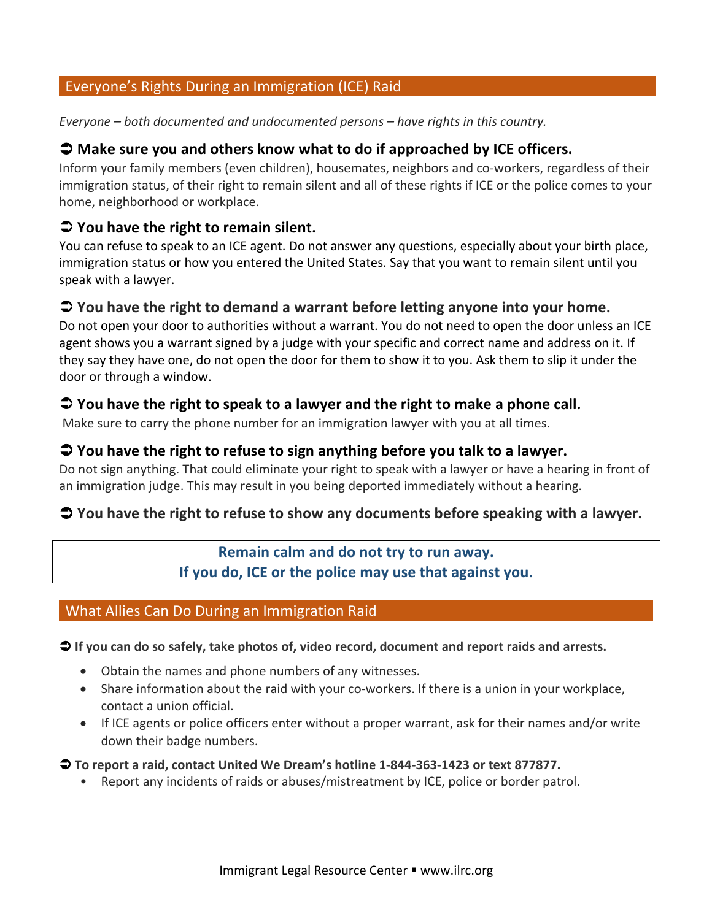## Everyone's Rights During an Immigration (ICE) Raid

*Everyone – both documented and undocumented persons – have rights in this country.*

### ➲ Make sure you and others know what to do if approached by ICE officers.

Inform your family members (even children), housemates, neighbors and co-workers, regardless of their immigration status, of their right to remain silent and all of these rights if ICE or the police comes to your home, neighborhood or workplace.

### ➲ You have the right to remain silent.

You can refuse to speak to an ICE agent. Do not answer any questions, especially about your birth place, immigration status or how you entered the United States. Say that you want to remain silent until you speak with a lawyer.

### ➲ You have the right to demand a warrant before letting anyone into your home.

Do not open your door to authorities without a warrant. You do not need to open the door unless an ICE agent shows you a warrant signed by a judge with your specific and correct name and address on it. If they say they have one, do not open the door for them to show it to you. Ask them to slip it under the door or through a window.

### ➲ You have the right to speak to a lawyer and the right to make a phone call.

Make sure to carry the phone number for an immigration lawyer with you at all times.

### ➲ You have the right to refuse to sign anything before you talk to a lawyer.

Do not sign anything. That could eliminate your right to speak with a lawyer or have a hearing in front of an immigration judge. This may result in you being deported immediately without a hearing.

### ➲ You have the right to refuse to show any documents before speaking with a lawyer.

**Remain calm and do not try to run away.**
**If you do, ICE or the police may use that against you.**

## What Allies Can Do During an Immigration Raid

**➲ If you can do so safely, take photos of, video record, document and report raids and arrests.**

- Obtain the names and phone numbers of any witnesses.
- Share information about the raid with your co-workers. If there is a union in your workplace, contact a union official.
- If ICE agents or police officers enter without a proper warrant, ask for their names and/or write down their badge numbers.

**➲ To report a raid, contact United We Dream's hotline 1-844-363-1423 or text 877877.**

- Report any incidents of raids or abuses/mistreatment by ICE, police or border patrol.

Immigrant Legal Resource Center ▪ www.ilrc.org